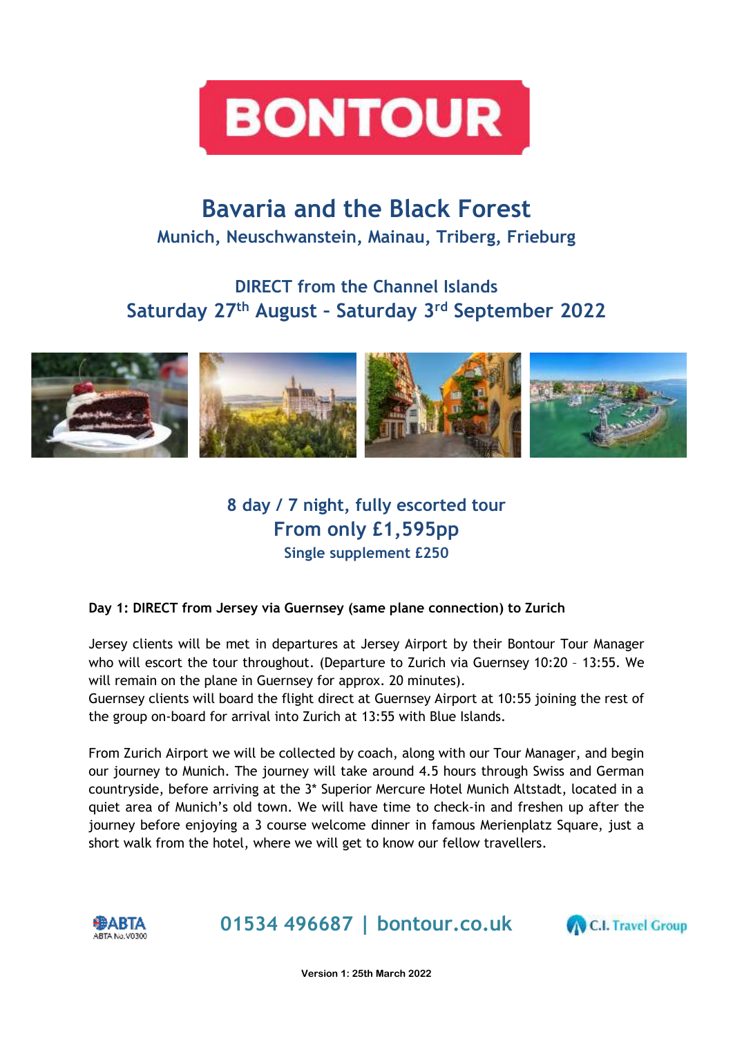# BONTOUR

## Bavaria and the Black Forest

### Munich, Neuschwanstein, Mainau, Triberg, Frieburg

### DIRECT from the Channel Islands
### Saturday 27th August – Saturday 3rd September 2022

### 8 day / 7 night, fully escorted tour
### From only £1,595pp
**Single supplement £250**

**Day 1: DIRECT from Jersey via Guernsey (same plane connection) to Zurich**

Jersey clients will be met in departures at Jersey Airport by their Bontour Tour Manager who will escort the tour throughout. (Departure to Zurich via Guernsey 10:20 – 13:55. We will remain on the plane in Guernsey for approx. 20 minutes).
Guernsey clients will board the flight direct at Guernsey Airport at 10:55 joining the rest of the group on-board for arrival into Zurich at 13:55 with Blue Islands.

From Zurich Airport we will be collected by coach, along with our Tour Manager, and begin our journey to Munich. The journey will take around 4.5 hours through Swiss and German countryside, before arriving at the 3* Superior Mercure Hotel Munich Altstadt, located in a quiet area of Munich's old town. We will have time to check-in and freshen up after the journey before enjoying a 3 course welcome dinner in famous Merienplatz Square, just a short walk from the hotel, where we will get to know our fellow travellers.

ABTA No.V0300

**01534 496687 | bontour.co.uk**

C.I. Travel Group

Version 1: 25th March 2022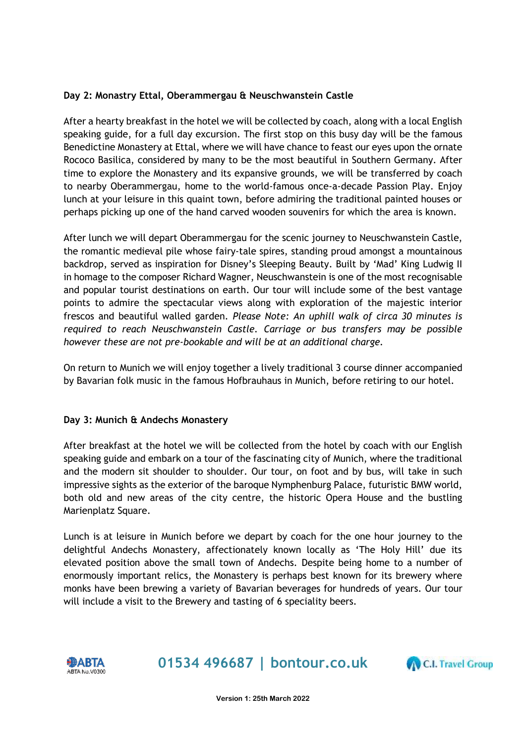**Day 2: Monastry Ettal, Oberammergau & Neuschwanstein Castle**

After a hearty breakfast in the hotel we will be collected by coach, along with a local English speaking guide, for a full day excursion. The first stop on this busy day will be the famous Benedictine Monastery at Ettal, where we will have chance to feast our eyes upon the ornate Rococo Basilica, considered by many to be the most beautiful in Southern Germany. After time to explore the Monastery and its expansive grounds, we will be transferred by coach to nearby Oberammergau, home to the world-famous once-a-decade Passion Play. Enjoy lunch at your leisure in this quaint town, before admiring the traditional painted houses or perhaps picking up one of the hand carved wooden souvenirs for which the area is known.

After lunch we will depart Oberammergau for the scenic journey to Neuschwanstein Castle, the romantic medieval pile whose fairy-tale spires, standing proud amongst a mountainous backdrop, served as inspiration for Disney's Sleeping Beauty. Built by 'Mad' King Ludwig II in homage to the composer Richard Wagner, Neuschwanstein is one of the most recognisable and popular tourist destinations on earth. Our tour will include some of the best vantage points to admire the spectacular views along with exploration of the majestic interior frescos and beautiful walled garden. *Please Note: An uphill walk of circa 30 minutes is required to reach Neuschwanstein Castle. Carriage or bus transfers may be possible however these are not pre-bookable and will be at an additional charge.*

On return to Munich we will enjoy together a lively traditional 3 course dinner accompanied by Bavarian folk music in the famous Hofbrauhaus in Munich, before retiring to our hotel.

**Day 3: Munich & Andechs Monastery**

After breakfast at the hotel we will be collected from the hotel by coach with our English speaking guide and embark on a tour of the fascinating city of Munich, where the traditional and the modern sit shoulder to shoulder. Our tour, on foot and by bus, will take in such impressive sights as the exterior of the baroque Nymphenburg Palace, futuristic BMW world, both old and new areas of the city centre, the historic Opera House and the bustling Marienplatz Square.

Lunch is at leisure in Munich before we depart by coach for the one hour journey to the delightful Andechs Monastery, affectionately known locally as 'The Holy Hill' due its elevated position above the small town of Andechs. Despite being home to a number of enormously important relics, the Monastery is perhaps best known for its brewery where monks have been brewing a variety of Bavarian beverages for hundreds of years. Our tour will include a visit to the Brewery and tasting of 6 speciality beers.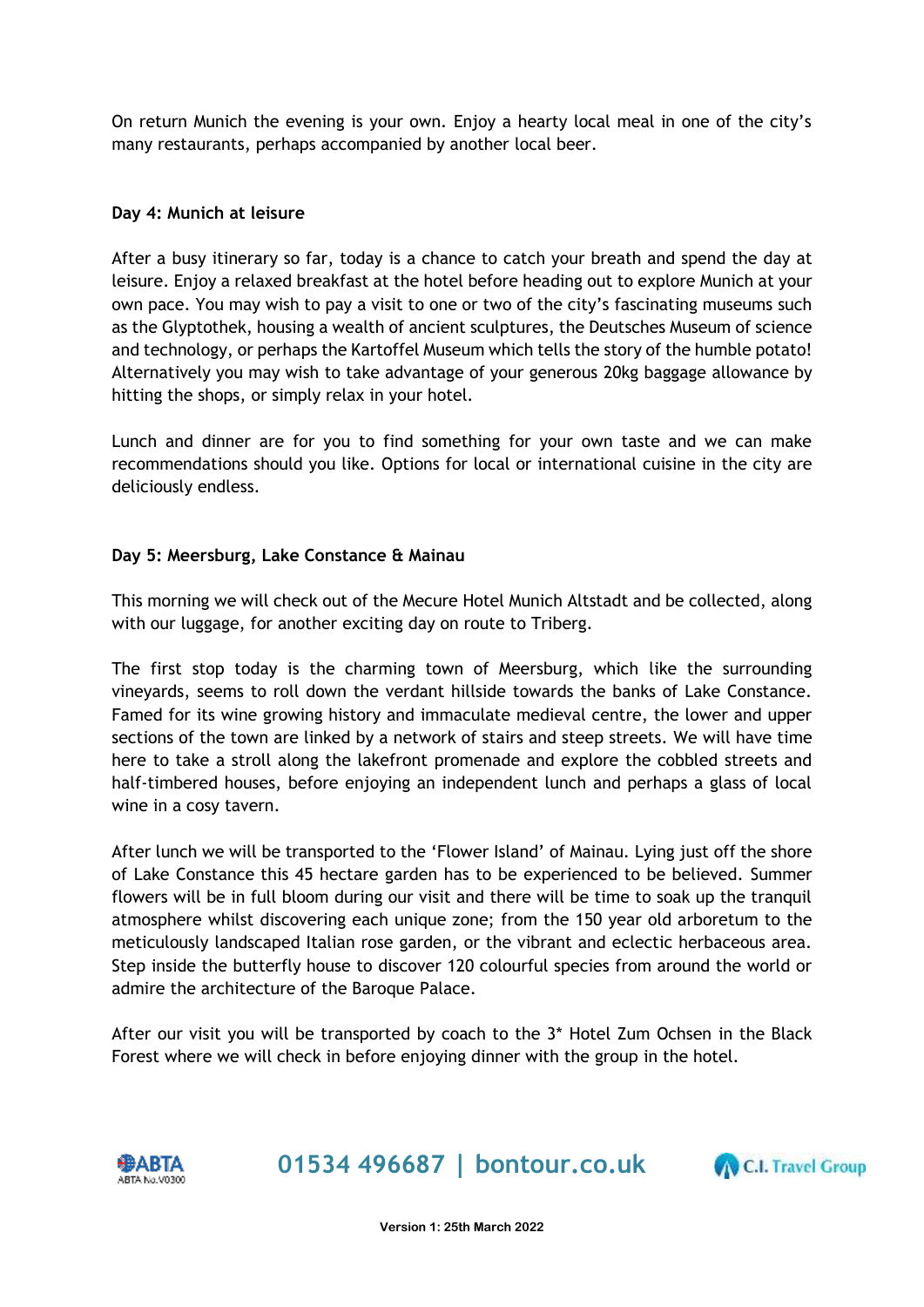On return Munich the evening is your own. Enjoy a hearty local meal in one of the city's many restaurants, perhaps accompanied by another local beer.

**Day 4: Munich at leisure**

After a busy itinerary so far, today is a chance to catch your breath and spend the day at leisure. Enjoy a relaxed breakfast at the hotel before heading out to explore Munich at your own pace. You may wish to pay a visit to one or two of the city's fascinating museums such as the Glyptothek, housing a wealth of ancient sculptures, the Deutsches Museum of science and technology, or perhaps the Kartoffel Museum which tells the story of the humble potato! Alternatively you may wish to take advantage of your generous 20kg baggage allowance by hitting the shops, or simply relax in your hotel.

Lunch and dinner are for you to find something for your own taste and we can make recommendations should you like. Options for local or international cuisine in the city are deliciously endless.

**Day 5: Meersburg, Lake Constance & Mainau**

This morning we will check out of the Mecure Hotel Munich Altstadt and be collected, along with our luggage, for another exciting day on route to Triberg.

The first stop today is the charming town of Meersburg, which like the surrounding vineyards, seems to roll down the verdant hillside towards the banks of Lake Constance. Famed for its wine growing history and immaculate medieval centre, the lower and upper sections of the town are linked by a network of stairs and steep streets. We will have time here to take a stroll along the lakefront promenade and explore the cobbled streets and half-timbered houses, before enjoying an independent lunch and perhaps a glass of local wine in a cosy tavern.

After lunch we will be transported to the 'Flower Island' of Mainau. Lying just off the shore of Lake Constance this 45 hectare garden has to be experienced to be believed. Summer flowers will be in full bloom during our visit and there will be time to soak up the tranquil atmosphere whilst discovering each unique zone; from the 150 year old arboretum to the meticulously landscaped Italian rose garden, or the vibrant and eclectic herbaceous area. Step inside the butterfly house to discover 120 colourful species from around the world or admire the architecture of the Baroque Palace.

After our visit you will be transported by coach to the 3* Hotel Zum Ochsen in the Black Forest where we will check in before enjoying dinner with the group in the hotel.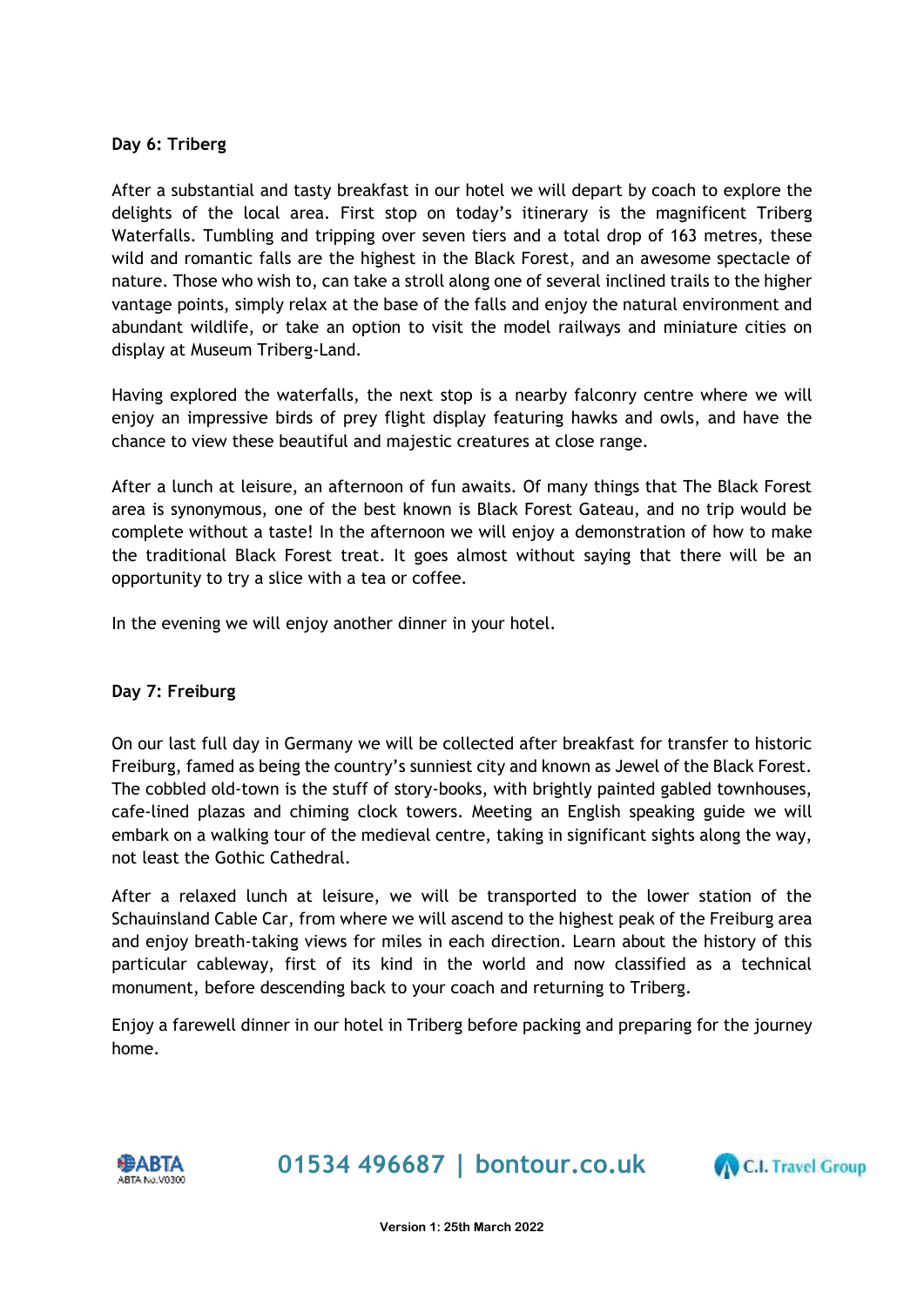**Day 6: Triberg**

After a substantial and tasty breakfast in our hotel we will depart by coach to explore the delights of the local area. First stop on today's itinerary is the magnificent Triberg Waterfalls. Tumbling and tripping over seven tiers and a total drop of 163 metres, these wild and romantic falls are the highest in the Black Forest, and an awesome spectacle of nature. Those who wish to, can take a stroll along one of several inclined trails to the higher vantage points, simply relax at the base of the falls and enjoy the natural environment and abundant wildlife, or take an option to visit the model railways and miniature cities on display at Museum Triberg-Land.

Having explored the waterfalls, the next stop is a nearby falconry centre where we will enjoy an impressive birds of prey flight display featuring hawks and owls, and have the chance to view these beautiful and majestic creatures at close range.

After a lunch at leisure, an afternoon of fun awaits. Of many things that The Black Forest area is synonymous, one of the best known is Black Forest Gateau, and no trip would be complete without a taste! In the afternoon we will enjoy a demonstration of how to make the traditional Black Forest treat. It goes almost without saying that there will be an opportunity to try a slice with a tea or coffee.

In the evening we will enjoy another dinner in your hotel.

**Day 7: Freiburg**

On our last full day in Germany we will be collected after breakfast for transfer to historic Freiburg, famed as being the country's sunniest city and known as Jewel of the Black Forest. The cobbled old-town is the stuff of story-books, with brightly painted gabled townhouses, cafe-lined plazas and chiming clock towers. Meeting an English speaking guide we will embark on a walking tour of the medieval centre, taking in significant sights along the way, not least the Gothic Cathedral.

After a relaxed lunch at leisure, we will be transported to the lower station of the Schauinsland Cable Car, from where we will ascend to the highest peak of the Freiburg area and enjoy breath-taking views for miles in each direction. Learn about the history of this particular cableway, first of its kind in the world and now classified as a technical monument, before descending back to your coach and returning to Triberg.

Enjoy a farewell dinner in our hotel in Triberg before packing and preparing for the journey home.

ABTA No.V0300

**01534 496687 | bontour.co.uk**

C.I. Travel Group

**Version 1: 25th March 2022**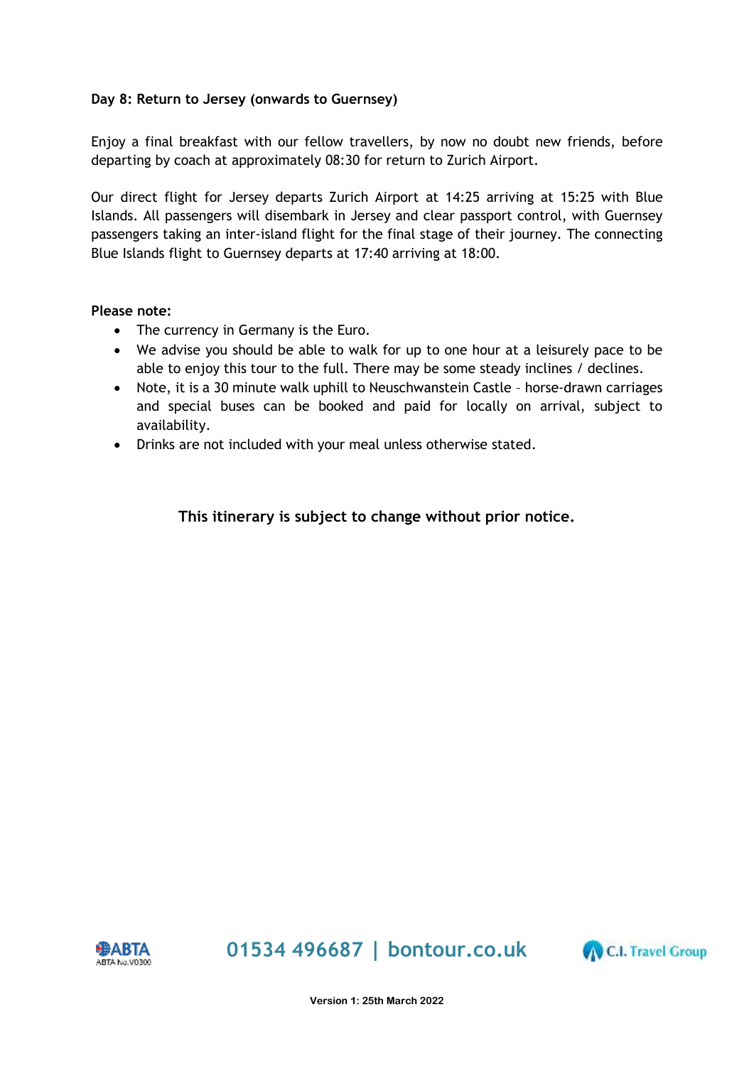**Day 8: Return to Jersey (onwards to Guernsey)**

Enjoy a final breakfast with our fellow travellers, by now no doubt new friends, before departing by coach at approximately 08:30 for return to Zurich Airport.

Our direct flight for Jersey departs Zurich Airport at 14:25 arriving at 15:25 with Blue Islands. All passengers will disembark in Jersey and clear passport control, with Guernsey passengers taking an inter-island flight for the final stage of their journey. The connecting Blue Islands flight to Guernsey departs at 17:40 arriving at 18:00.

**Please note:**

- The currency in Germany is the Euro.
- We advise you should be able to walk for up to one hour at a leisurely pace to be able to enjoy this tour to the full. There may be some steady inclines / declines.
- Note, it is a 30 minute walk uphill to Neuschwanstein Castle – horse-drawn carriages and special buses can be booked and paid for locally on arrival, subject to availability.
- Drinks are not included with your meal unless otherwise stated.

**This itinerary is subject to change without prior notice.**

ABTA No.V0300

01534 496687 | bontour.co.uk

C.I. Travel Group

Version 1: 25th March 2022